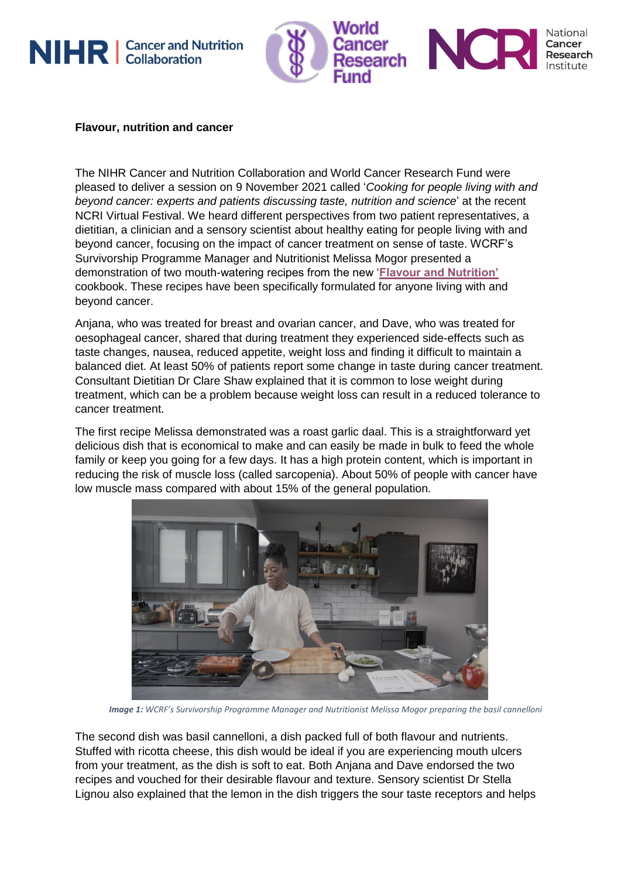**Flavour, nutrition and cancer**

The NIHR Cancer and Nutrition Collaboration and World Cancer Research Fund were pleased to deliver a session on 9 November 2021 called '*Cooking for people living with and beyond cancer: experts and patients discussing taste, nutrition and science*' at the recent NCRI Virtual Festival. We heard different perspectives from two patient representatives, a dietitian, a clinician and a sensory scientist about healthy eating for people living with and beyond cancer, focusing on the impact of cancer treatment on sense of taste. WCRF's Survivorship Programme Manager and Nutritionist Melissa Mogor presented a demonstration of two mouth-watering recipes from the new '**Flavour and Nutrition'** cookbook. These recipes have been specifically formulated for anyone living with and beyond cancer.

Anjana, who was treated for breast and ovarian cancer, and Dave, who was treated for oesophageal cancer, shared that during treatment they experienced side-effects such as taste changes, nausea, reduced appetite, weight loss and finding it difficult to maintain a balanced diet. At least 50% of patients report some change in taste during cancer treatment. Consultant Dietitian Dr Clare Shaw explained that it is common to lose weight during treatment, which can be a problem because weight loss can result in a reduced tolerance to cancer treatment.

The first recipe Melissa demonstrated was a roast garlic daal. This is a straightforward yet delicious dish that is economical to make and can easily be made in bulk to feed the whole family or keep you going for a few days. It has a high protein content, which is important in reducing the risk of muscle loss (called sarcopenia). About 50% of people with cancer have low muscle mass compared with about 15% of the general population.

*Image 1: WCRF's Survivorship Programme Manager and Nutritionist Melissa Mogor preparing the basil cannelloni*

The second dish was basil cannelloni, a dish packed full of both flavour and nutrients. Stuffed with ricotta cheese, this dish would be ideal if you are experiencing mouth ulcers from your treatment, as the dish is soft to eat. Both Anjana and Dave endorsed the two recipes and vouched for their desirable flavour and texture. Sensory scientist Dr Stella Lignou also explained that the lemon in the dish triggers the sour taste receptors and helps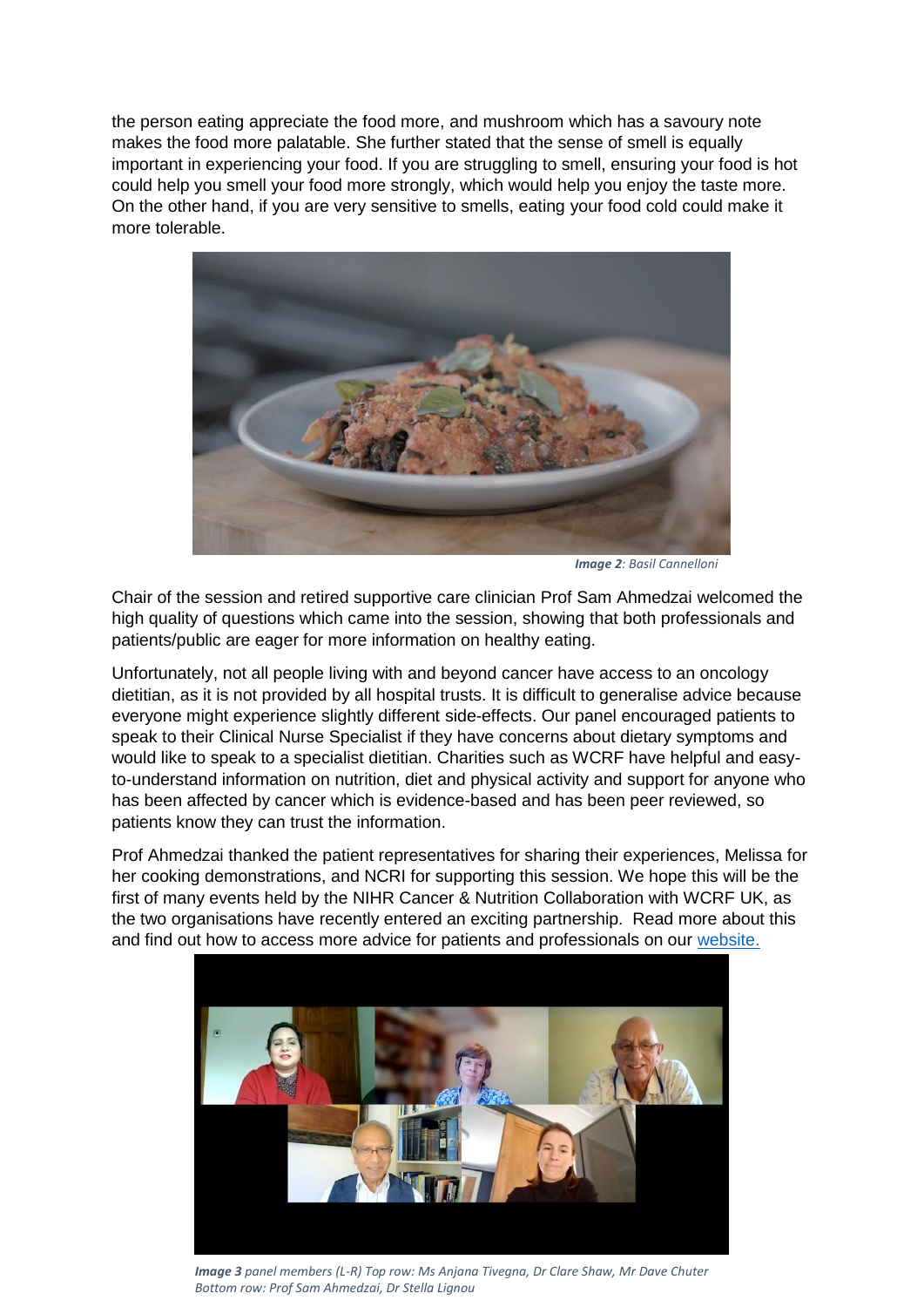the person eating appreciate the food more, and mushroom which has a savoury note makes the food more palatable. She further stated that the sense of smell is equally important in experiencing your food. If you are struggling to smell, ensuring your food is hot could help you smell your food more strongly, which would help you enjoy the taste more. On the other hand, if you are very sensitive to smells, eating your food cold could make it more tolerable.

***Image 2**: Basil Cannelloni*

Chair of the session and retired supportive care clinician Prof Sam Ahmedzai welcomed the high quality of questions which came into the session, showing that both professionals and patients/public are eager for more information on healthy eating.

Unfortunately, not all people living with and beyond cancer have access to an oncology dietitian, as it is not provided by all hospital trusts. It is difficult to generalise advice because everyone might experience slightly different side-effects. Our panel encouraged patients to speak to their Clinical Nurse Specialist if they have concerns about dietary symptoms and would like to speak to a specialist dietitian. Charities such as WCRF have helpful and easy-to-understand information on nutrition, diet and physical activity and support for anyone who has been affected by cancer which is evidence-based and has been peer reviewed, so patients know they can trust the information.

Prof Ahmedzai thanked the patient representatives for sharing their experiences, Melissa for her cooking demonstrations, and NCRI for supporting this session. We hope this will be the first of many events held by the NIHR Cancer & Nutrition Collaboration with WCRF UK, as the two organisations have recently entered an exciting partnership. Read more about this and find out how to access more advice for patients and professionals on our website.

***Image 3** panel members (L-R) Top row: Ms Anjana Tivegna, Dr Clare Shaw, Mr Dave Chuter Bottom row: Prof Sam Ahmedzai, Dr Stella Lignou*